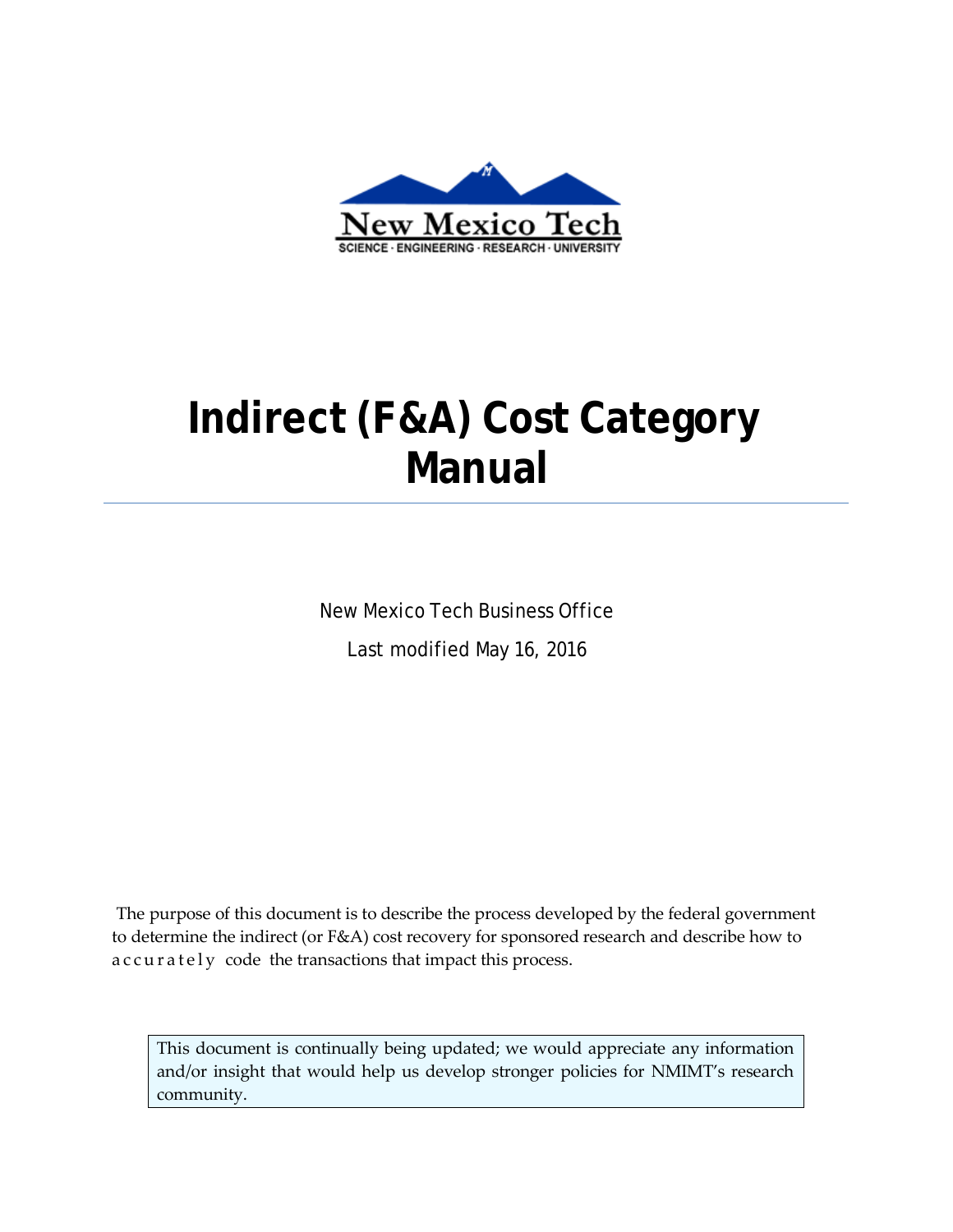New Mexico Tech

SCIENCE · ENGINEERING · RESEARCH · UNIVERSITY

# Indirect (F&A) Cost Category Manual

New Mexico Tech Business Office

Last modified May 16, 2016

The purpose of this document is to describe the process developed by the federal government to determine the indirect (or F&A) cost recovery for sponsored research and describe how to accurately code the transactions that impact this process.

> This document is continually being updated; we would appreciate any information and/or insight that would help us develop stronger policies for NMIMT's research community.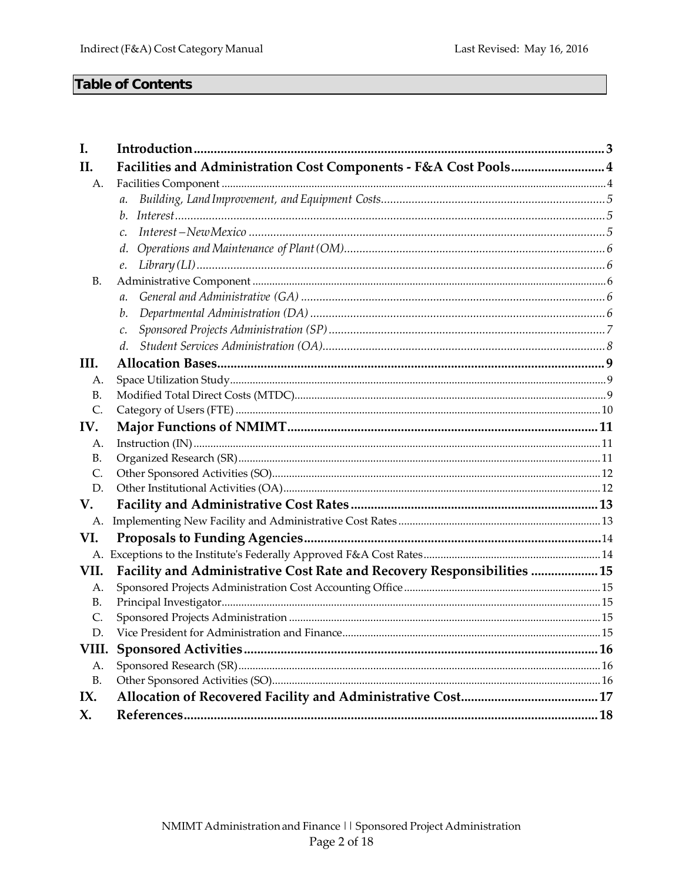## Table of Contents

| | | |
|---|---|---|
| **I.** | **Introduction** | **3** |
| **II.** | **Facilities and Administration Cost Components - F&A Cost Pools** | **4** |
| A. | Facilities Component | 4 |
| | *a. Building, Land Improvement, and Equipment Costs* | *5* |
| | *b. Interest* | *5* |
| | *c. Interest – New Mexico* | *5* |
| | *d. Operations and Maintenance of Plant (OM)* | *6* |
| | *e. Library (LI)* | *6* |
| B. | Administrative Component | 6 |
| | *a. General and Administrative (GA)* | *6* |
| | *b. Departmental Administration (DA)* | *6* |
| | *c. Sponsored Projects Administration (SP)* | *7* |
| | *d. Student Services Administration (OA)* | *8* |
| **III.** | **Allocation Bases** | **9** |
| A. | Space Utilization Study | 9 |
| B. | Modified Total Direct Costs (MTDC) | 9 |
| C. | Category of Users (FTE) | 10 |
| **IV.** | **Major Functions of NMIMT** | **11** |
| A. | Instruction (IN) | 11 |
| B. | Organized Research (SR) | 11 |
| C. | Other Sponsored Activities (SO) | 12 |
| D. | Other Institutional Activities (OA) | 12 |
| **V.** | **Facility and Administrative Cost Rates** | **13** |
| A. | Implementing New Facility and Administrative Cost Rates | 13 |
| **VI.** | **Proposals to Funding Agencies** | **14** |
| A. | Exceptions to the Institute's Federally Approved F&A Cost Rates | 14 |
| **VII.** | **Facility and Administrative Cost Rate and Recovery Responsibilities** | **15** |
| A. | Sponsored Projects Administration Cost Accounting Office | 15 |
| B. | Principal Investigator | 15 |
| C. | Sponsored Projects Administration | 15 |
| D. | Vice President for Administration and Finance | 15 |
| **VIII.** | **Sponsored Activities** | **16** |
| A. | Sponsored Research (SR) | 16 |
| B. | Other Sponsored Activities (SO) | 16 |
| **IX.** | **Allocation of Recovered Facility and Administrative Cost** | **17** |
| **X.** | **References** | **18** |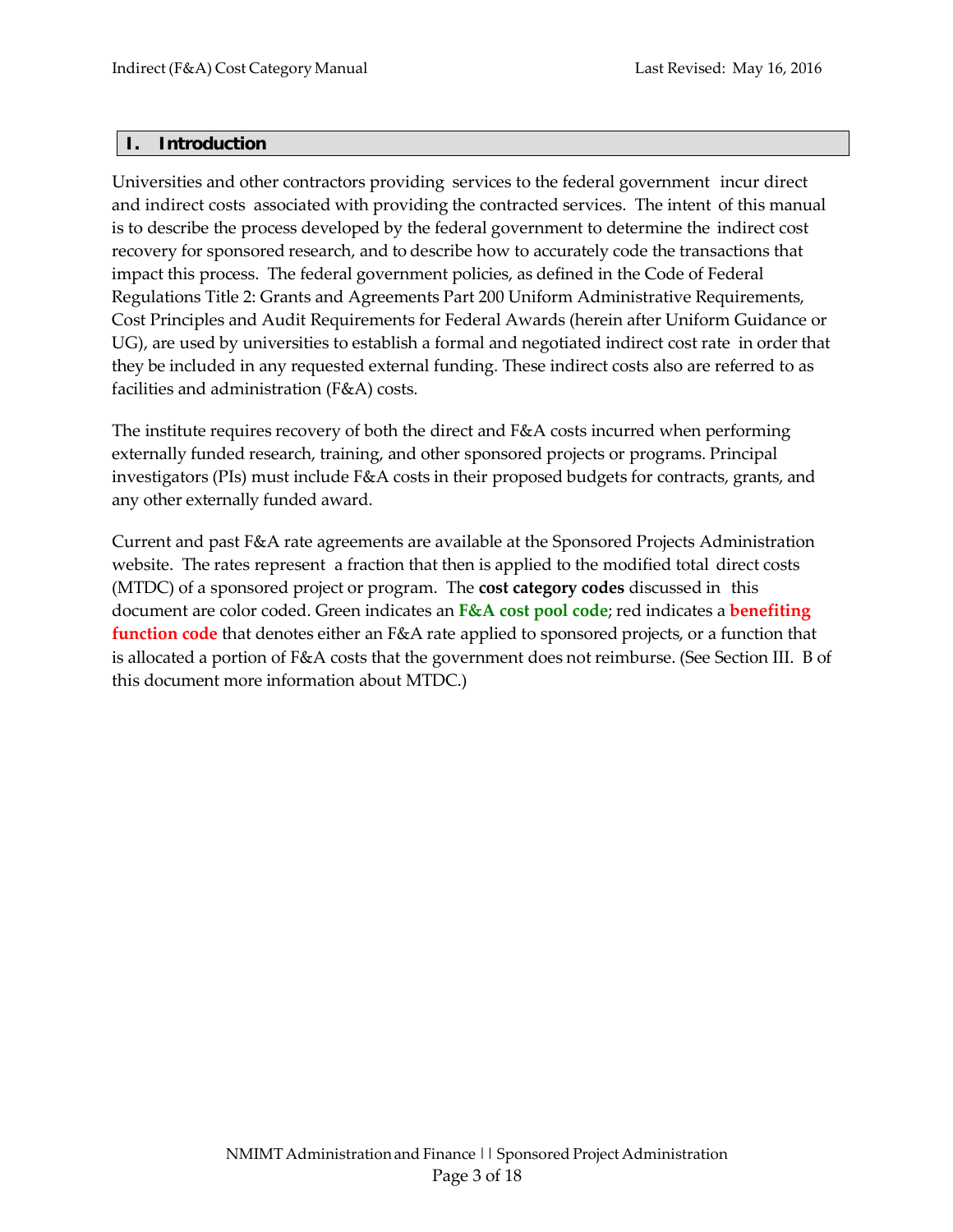## I. Introduction

Universities and other contractors providing services to the federal government incur direct and indirect costs associated with providing the contracted services. The intent of this manual is to describe the process developed by the federal government to determine the indirect cost recovery for sponsored research, and to describe how to accurately code the transactions that impact this process. The federal government policies, as defined in the Code of Federal Regulations Title 2: Grants and Agreements Part 200 Uniform Administrative Requirements, Cost Principles and Audit Requirements for Federal Awards (herein after Uniform Guidance or UG), are used by universities to establish a formal and negotiated indirect cost rate in order that they be included in any requested external funding. These indirect costs also are referred to as facilities and administration (F&A) costs.

The institute requires recovery of both the direct and F&A costs incurred when performing externally funded research, training, and other sponsored projects or programs. Principal investigators (PIs) must include F&A costs in their proposed budgets for contracts, grants, and any other externally funded award.

Current and past F&A rate agreements are available at the Sponsored Projects Administration website. The rates represent a fraction that then is applied to the modified total direct costs (MTDC) of a sponsored project or program. The **cost category codes** discussed in this document are color coded. Green indicates an **F&A cost pool code**; red indicates a **benefiting function code** that denotes either an F&A rate applied to sponsored projects, or a function that is allocated a portion of F&A costs that the government does not reimburse. (See Section III. B of this document more information about MTDC.)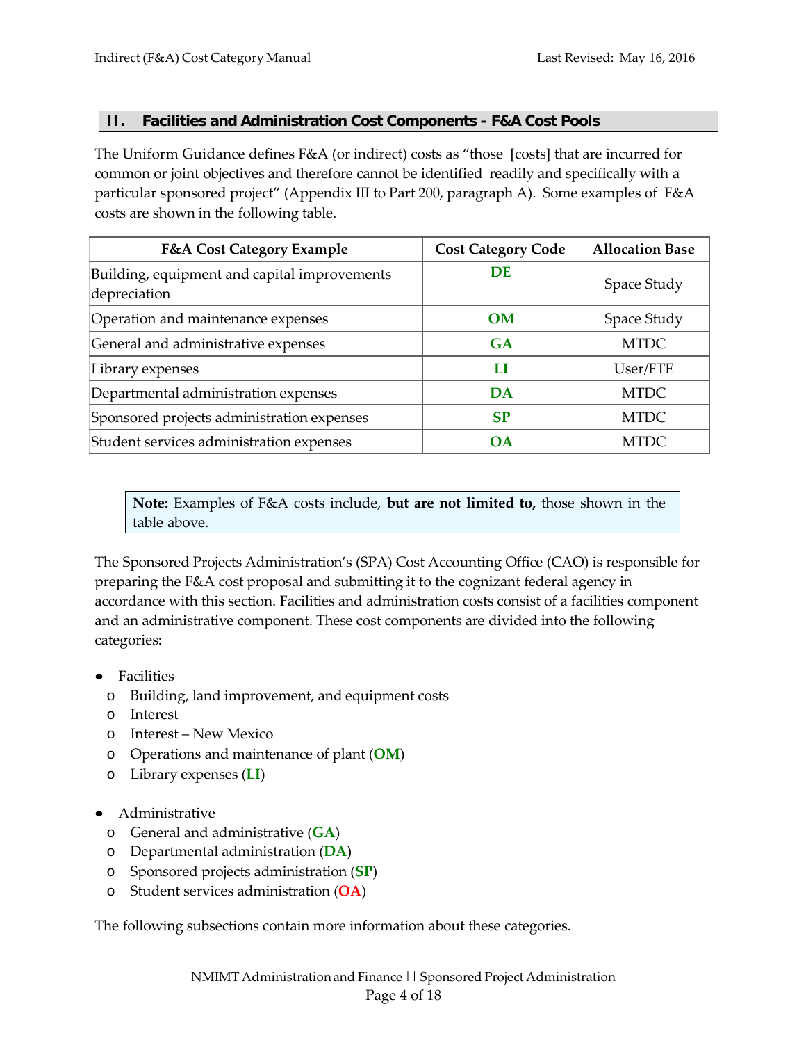## II. Facilities and Administration Cost Components - F&A Cost Pools

The Uniform Guidance defines F&A (or indirect) costs as "those [costs] that are incurred for common or joint objectives and therefore cannot be identified readily and specifically with a particular sponsored project" (Appendix III to Part 200, paragraph A). Some examples of F&A costs are shown in the following table.

| F&A Cost Category Example | Cost Category Code | Allocation Base |
|---|---|---|
| Building, equipment and capital improvements depreciation | **DE** | Space Study |
| Operation and maintenance expenses | **OM** | Space Study |
| General and administrative expenses | **GA** | MTDC |
| Library expenses | **LI** | User/FTE |
| Departmental administration expenses | **DA** | MTDC |
| Sponsored projects administration expenses | **SP** | MTDC |
| Student services administration expenses | **OA** | MTDC |

> **Note:** Examples of F&A costs include, **but are not limited to,** those shown in the table above.

The Sponsored Projects Administration's (SPA) Cost Accounting Office (CAO) is responsible for preparing the F&A cost proposal and submitting it to the cognizant federal agency in accordance with this section. Facilities and administration costs consist of a facilities component and an administrative component. These cost components are divided into the following categories:

- Facilities
  - Building, land improvement, and equipment costs
  - Interest
  - Interest – New Mexico
  - Operations and maintenance of plant (**OM**)
  - Library expenses (**LI**)

- Administrative
  - General and administrative (**GA**)
  - Departmental administration (**DA**)
  - Sponsored projects administration (**SP**)
  - Student services administration (**OA**)

The following subsections contain more information about these categories.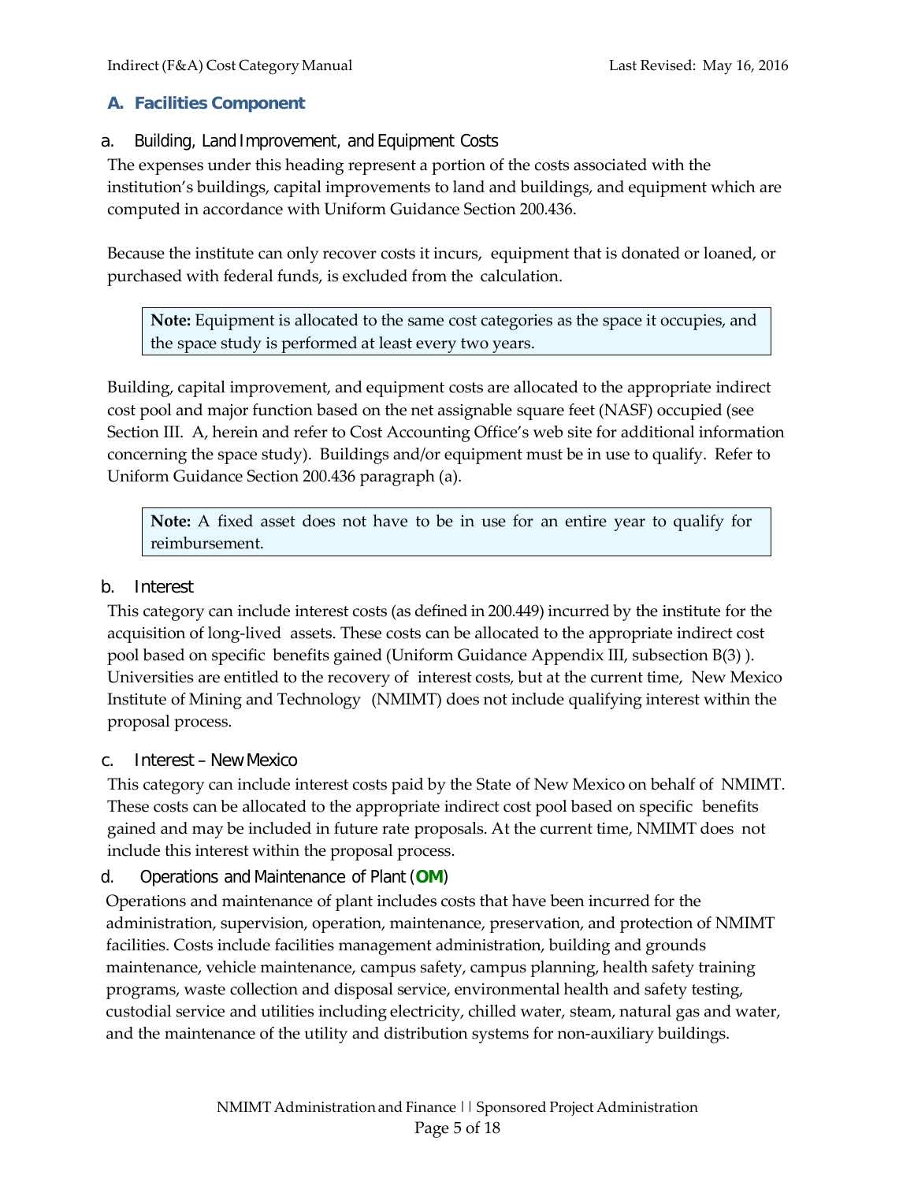## A. Facilities Component

### a. Building, Land Improvement, and Equipment Costs

The expenses under this heading represent a portion of the costs associated with the institution's buildings, capital improvements to land and buildings, and equipment which are computed in accordance with Uniform Guidance Section 200.436.

Because the institute can only recover costs it incurs, equipment that is donated or loaned, or purchased with federal funds, is excluded from the calculation.

> **Note:** Equipment is allocated to the same cost categories as the space it occupies, and the space study is performed at least every two years.

Building, capital improvement, and equipment costs are allocated to the appropriate indirect cost pool and major function based on the net assignable square feet (NASF) occupied (see Section III. A, herein and refer to Cost Accounting Office's web site for additional information concerning the space study). Buildings and/or equipment must be in use to qualify. Refer to Uniform Guidance Section 200.436 paragraph (a).

> **Note:** A fixed asset does not have to be in use for an entire year to qualify for reimbursement.

### b. Interest

This category can include interest costs (as defined in 200.449) incurred by the institute for the acquisition of long-lived assets. These costs can be allocated to the appropriate indirect cost pool based on specific benefits gained (Uniform Guidance Appendix III, subsection B(3) ). Universities are entitled to the recovery of interest costs, but at the current time, New Mexico Institute of Mining and Technology (NMIMT) does not include qualifying interest within the proposal process.

### c. Interest – New Mexico

This category can include interest costs paid by the State of New Mexico on behalf of NMIMT. These costs can be allocated to the appropriate indirect cost pool based on specific benefits gained and may be included in future rate proposals. At the current time, NMIMT does not include this interest within the proposal process.

### d. Operations and Maintenance of Plant (**OM**)

Operations and maintenance of plant includes costs that have been incurred for the administration, supervision, operation, maintenance, preservation, and protection of NMIMT facilities. Costs include facilities management administration, building and grounds maintenance, vehicle maintenance, campus safety, campus planning, health safety training programs, waste collection and disposal service, environmental health and safety testing, custodial service and utilities including electricity, chilled water, steam, natural gas and water, and the maintenance of the utility and distribution systems for non-auxiliary buildings.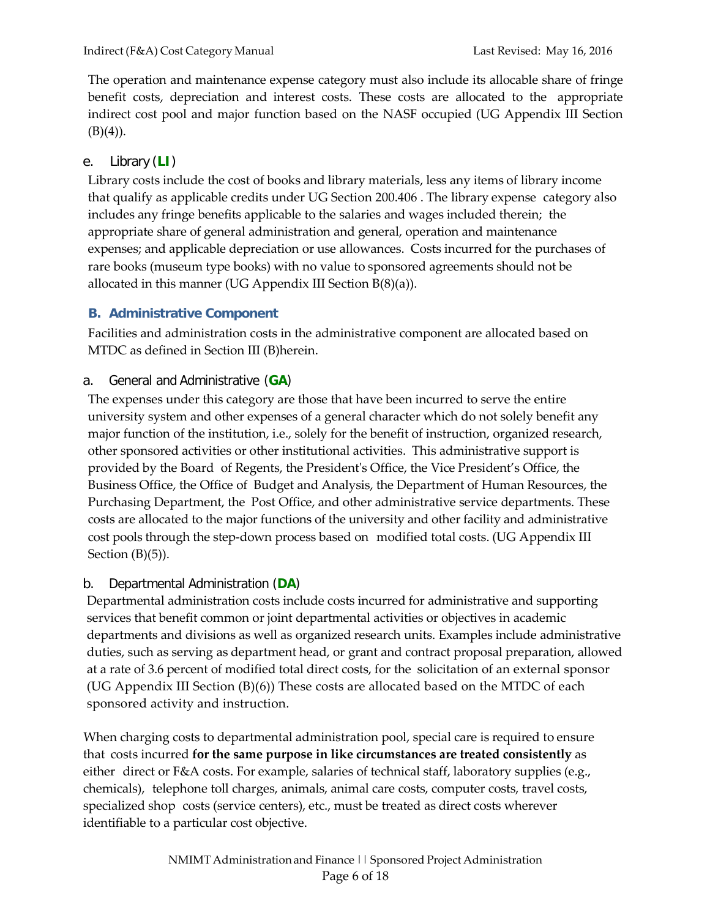The operation and maintenance expense category must also include its allocable share of fringe benefit costs, depreciation and interest costs. These costs are allocated to the appropriate indirect cost pool and major function based on the NASF occupied (UG Appendix III Section (B)(4)).

#### e. Library (**LI**)

Library costs include the cost of books and library materials, less any items of library income that qualify as applicable credits under UG Section 200.406 . The library expense category also includes any fringe benefits applicable to the salaries and wages included therein; the appropriate share of general administration and general, operation and maintenance expenses; and applicable depreciation or use allowances. Costs incurred for the purchases of rare books (museum type books) with no value to sponsored agreements should not be allocated in this manner (UG Appendix III Section B(8)(a)).

### B. Administrative Component

Facilities and administration costs in the administrative component are allocated based on MTDC as defined in Section III (B)herein.

#### a. General and Administrative (**GA**)

The expenses under this category are those that have been incurred to serve the entire university system and other expenses of a general character which do not solely benefit any major function of the institution, i.e., solely for the benefit of instruction, organized research, other sponsored activities or other institutional activities. This administrative support is provided by the Board of Regents, the President's Office, the Vice President's Office, the Business Office, the Office of Budget and Analysis, the Department of Human Resources, the Purchasing Department, the Post Office, and other administrative service departments. These costs are allocated to the major functions of the university and other facility and administrative cost pools through the step-down process based on modified total costs. (UG Appendix III Section (B)(5)).

#### b. Departmental Administration (**DA**)

Departmental administration costs include costs incurred for administrative and supporting services that benefit common or joint departmental activities or objectives in academic departments and divisions as well as organized research units. Examples include administrative duties, such as serving as department head, or grant and contract proposal preparation, allowed at a rate of 3.6 percent of modified total direct costs, for the solicitation of an external sponsor (UG Appendix III Section (B)(6)) These costs are allocated based on the MTDC of each sponsored activity and instruction.

When charging costs to departmental administration pool, special care is required to ensure that costs incurred **for the same purpose in like circumstances are treated consistently** as either direct or F&A costs. For example, salaries of technical staff, laboratory supplies (e.g., chemicals), telephone toll charges, animals, animal care costs, computer costs, travel costs, specialized shop costs (service centers), etc., must be treated as direct costs wherever identifiable to a particular cost objective.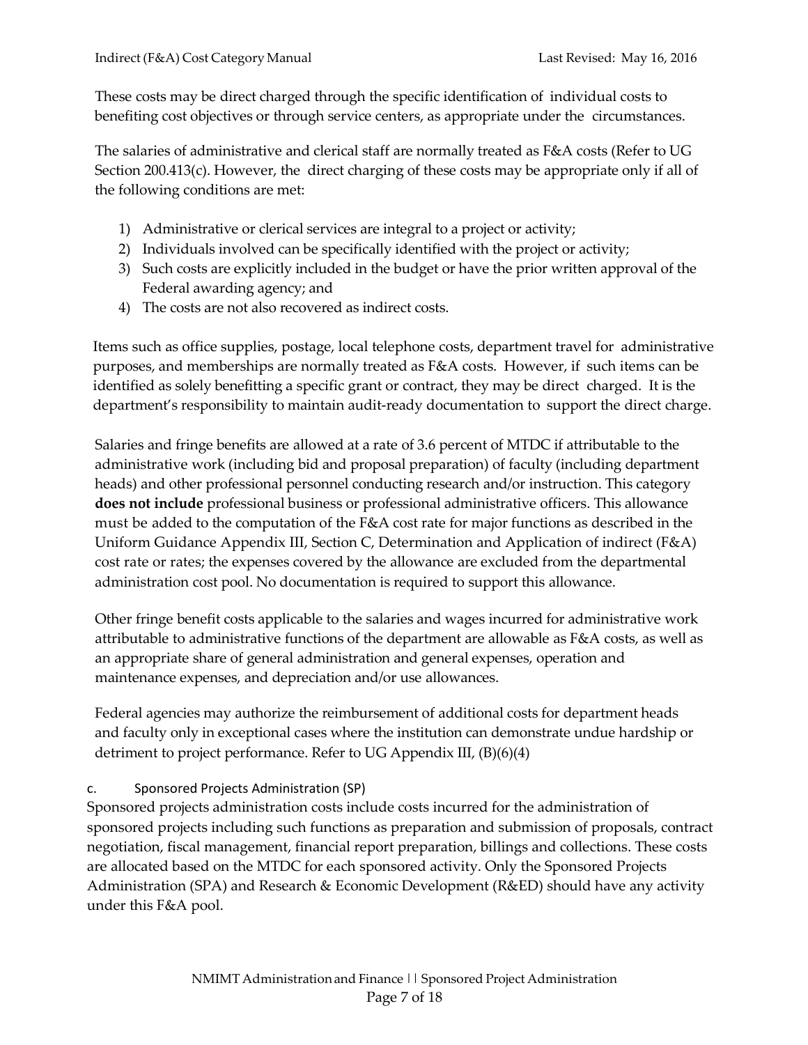These costs may be direct charged through the specific identification of individual costs to benefiting cost objectives or through service centers, as appropriate under the circumstances.

The salaries of administrative and clerical staff are normally treated as F&A costs (Refer to UG Section 200.413(c). However, the direct charging of these costs may be appropriate only if all of the following conditions are met:

1) Administrative or clerical services are integral to a project or activity;
2) Individuals involved can be specifically identified with the project or activity;
3) Such costs are explicitly included in the budget or have the prior written approval of the Federal awarding agency; and
4) The costs are not also recovered as indirect costs.

Items such as office supplies, postage, local telephone costs, department travel for administrative purposes, and memberships are normally treated as F&A costs. However, if such items can be identified as solely benefitting a specific grant or contract, they may be direct charged. It is the department's responsibility to maintain audit-ready documentation to support the direct charge.

Salaries and fringe benefits are allowed at a rate of 3.6 percent of MTDC if attributable to the administrative work (including bid and proposal preparation) of faculty (including department heads) and other professional personnel conducting research and/or instruction. This category **does not include** professional business or professional administrative officers. This allowance must be added to the computation of the F&A cost rate for major functions as described in the Uniform Guidance Appendix III, Section C, Determination and Application of indirect (F&A) cost rate or rates; the expenses covered by the allowance are excluded from the departmental administration cost pool. No documentation is required to support this allowance.

Other fringe benefit costs applicable to the salaries and wages incurred for administrative work attributable to administrative functions of the department are allowable as F&A costs, as well as an appropriate share of general administration and general expenses, operation and maintenance expenses, and depreciation and/or use allowances.

Federal agencies may authorize the reimbursement of additional costs for department heads and faculty only in exceptional cases where the institution can demonstrate undue hardship or detriment to project performance. Refer to UG Appendix III, (B)(6)(4)

### c. Sponsored Projects Administration (SP)

Sponsored projects administration costs include costs incurred for the administration of sponsored projects including such functions as preparation and submission of proposals, contract negotiation, fiscal management, financial report preparation, billings and collections. These costs are allocated based on the MTDC for each sponsored activity. Only the Sponsored Projects Administration (SPA) and Research & Economic Development (R&ED) should have any activity under this F&A pool.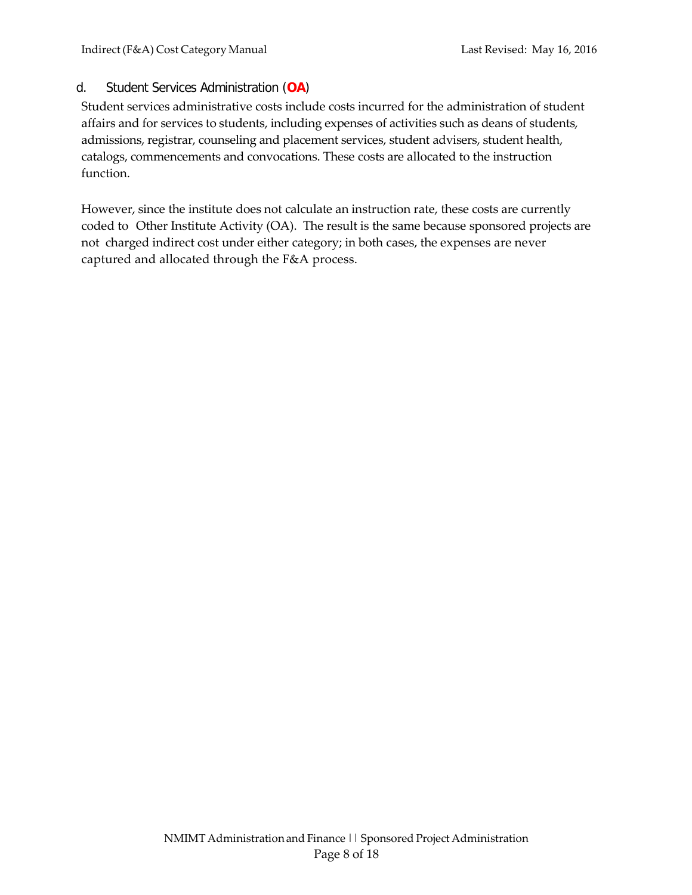### d. Student Services Administration (**OA**)

Student services administrative costs include costs incurred for the administration of student affairs and for services to students, including expenses of activities such as deans of students, admissions, registrar, counseling and placement services, student advisers, student health, catalogs, commencements and convocations. These costs are allocated to the instruction function.

However, since the institute does not calculate an instruction rate, these costs are currently coded to Other Institute Activity (OA). The result is the same because sponsored projects are not charged indirect cost under either category; in both cases, the expenses are never captured and allocated through the F&A process.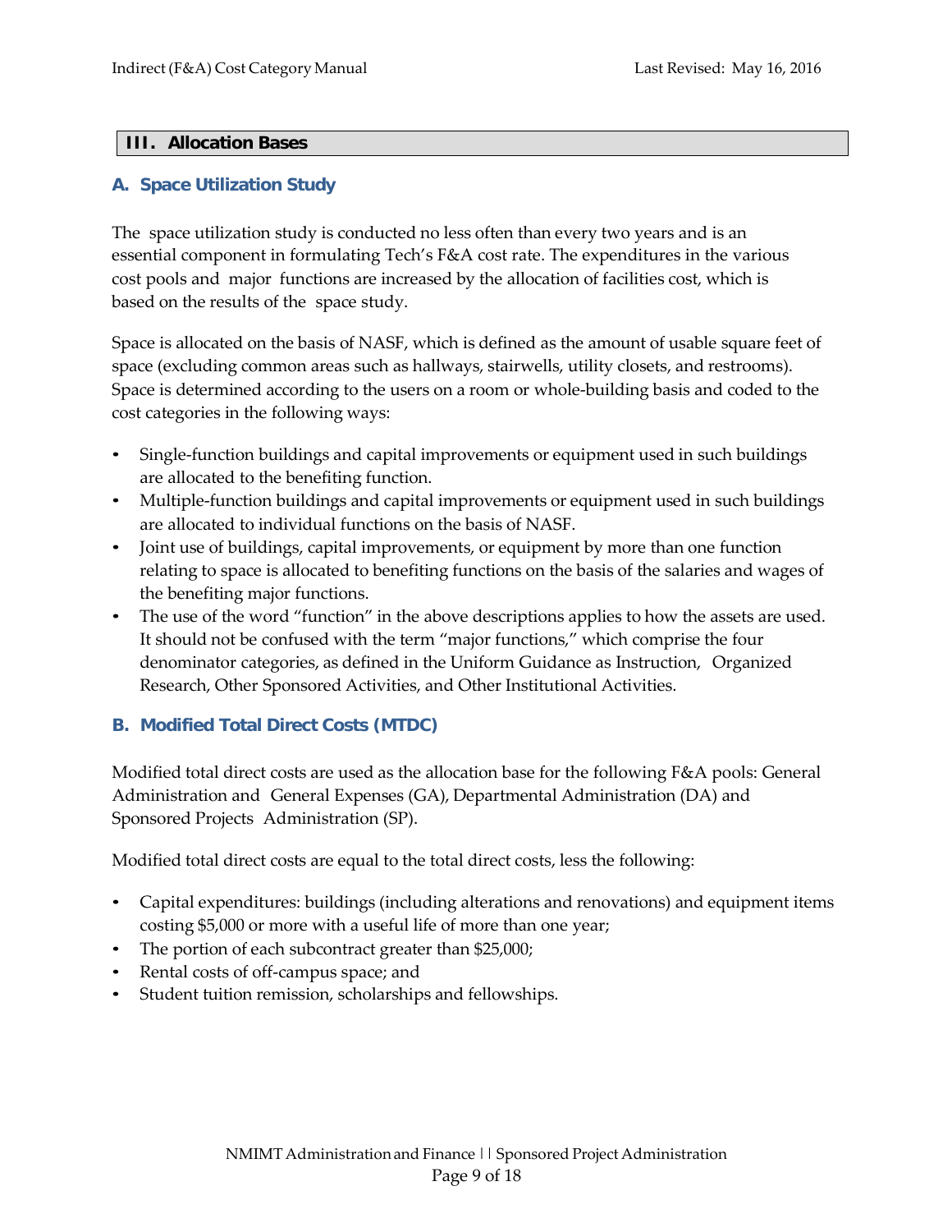## III. Allocation Bases

### A. Space Utilization Study

The space utilization study is conducted no less often than every two years and is an essential component in formulating Tech's F&A cost rate. The expenditures in the various cost pools and major functions are increased by the allocation of facilities cost, which is based on the results of the space study.

Space is allocated on the basis of NASF, which is defined as the amount of usable square feet of space (excluding common areas such as hallways, stairwells, utility closets, and restrooms). Space is determined according to the users on a room or whole-building basis and coded to the cost categories in the following ways:

- Single-function buildings and capital improvements or equipment used in such buildings are allocated to the benefiting function.
- Multiple-function buildings and capital improvements or equipment used in such buildings are allocated to individual functions on the basis of NASF.
- Joint use of buildings, capital improvements, or equipment by more than one function relating to space is allocated to benefiting functions on the basis of the salaries and wages of the benefiting major functions.
- The use of the word "function" in the above descriptions applies to how the assets are used. It should not be confused with the term "major functions," which comprise the four denominator categories, as defined in the Uniform Guidance as Instruction, Organized Research, Other Sponsored Activities, and Other Institutional Activities.

### B. Modified Total Direct Costs (MTDC)

Modified total direct costs are used as the allocation base for the following F&A pools: General Administration and General Expenses (GA), Departmental Administration (DA) and Sponsored Projects Administration (SP).

Modified total direct costs are equal to the total direct costs, less the following:

- Capital expenditures: buildings (including alterations and renovations) and equipment items costing $5,000 or more with a useful life of more than one year;
- The portion of each subcontract greater than $25,000;
- Rental costs of off-campus space; and
- Student tuition remission, scholarships and fellowships.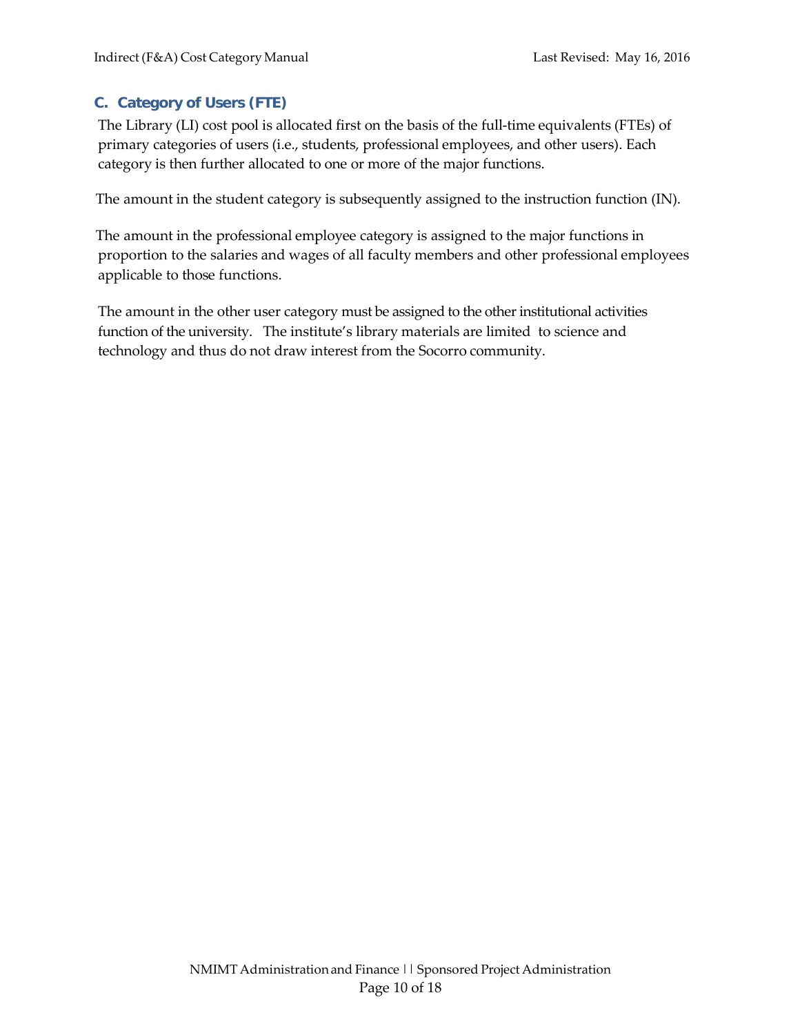### C. Category of Users (FTE)

The Library (LI) cost pool is allocated first on the basis of the full-time equivalents (FTEs) of primary categories of users (i.e., students, professional employees, and other users). Each category is then further allocated to one or more of the major functions.

The amount in the student category is subsequently assigned to the instruction function (IN).

The amount in the professional employee category is assigned to the major functions in proportion to the salaries and wages of all faculty members and other professional employees applicable to those functions.

The amount in the other user category must be assigned to the other institutional activities function of the university. The institute's library materials are limited to science and technology and thus do not draw interest from the Socorro community.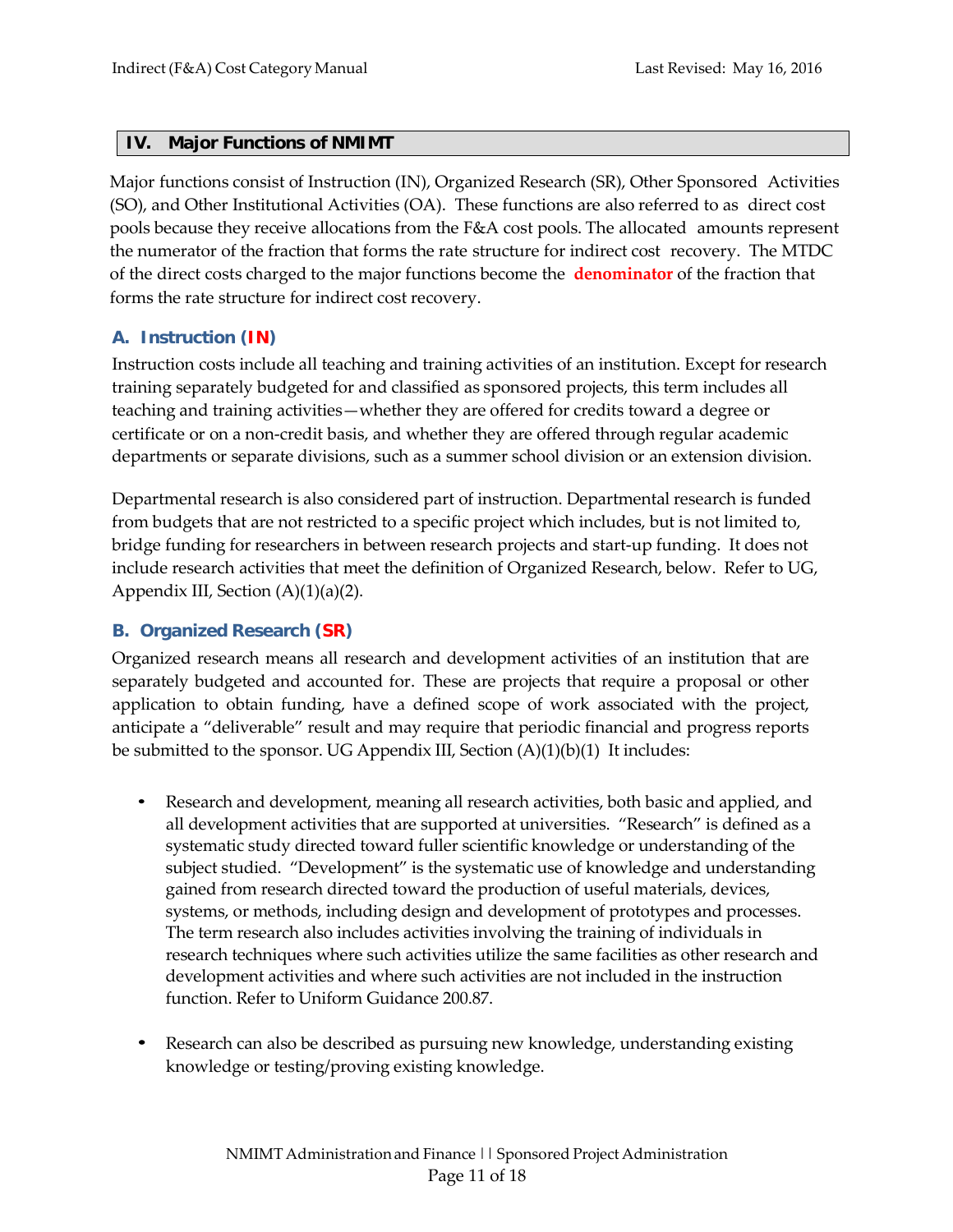## IV. Major Functions of NMIMT

Major functions consist of Instruction (IN), Organized Research (SR), Other Sponsored Activities (SO), and Other Institutional Activities (OA). These functions are also referred to as direct cost pools because they receive allocations from the F&A cost pools. The allocated amounts represent the numerator of the fraction that forms the rate structure for indirect cost recovery. The MTDC of the direct costs charged to the major functions become the **denominator** of the fraction that forms the rate structure for indirect cost recovery.

### A. Instruction (IN)

Instruction costs include all teaching and training activities of an institution. Except for research training separately budgeted for and classified as sponsored projects, this term includes all teaching and training activities—whether they are offered for credits toward a degree or certificate or on a non-credit basis, and whether they are offered through regular academic departments or separate divisions, such as a summer school division or an extension division.

Departmental research is also considered part of instruction. Departmental research is funded from budgets that are not restricted to a specific project which includes, but is not limited to, bridge funding for researchers in between research projects and start-up funding. It does not include research activities that meet the definition of Organized Research, below. Refer to UG, Appendix III, Section (A)(1)(a)(2).

### B. Organized Research (SR)

Organized research means all research and development activities of an institution that are separately budgeted and accounted for. These are projects that require a proposal or other application to obtain funding, have a defined scope of work associated with the project, anticipate a "deliverable" result and may require that periodic financial and progress reports be submitted to the sponsor. UG Appendix III, Section (A)(1)(b)(1) It includes:

- Research and development, meaning all research activities, both basic and applied, and all development activities that are supported at universities. "Research" is defined as a systematic study directed toward fuller scientific knowledge or understanding of the subject studied. "Development" is the systematic use of knowledge and understanding gained from research directed toward the production of useful materials, devices, systems, or methods, including design and development of prototypes and processes. The term research also includes activities involving the training of individuals in research techniques where such activities utilize the same facilities as other research and development activities and where such activities are not included in the instruction function. Refer to Uniform Guidance 200.87.

- Research can also be described as pursuing new knowledge, understanding existing knowledge or testing/proving existing knowledge.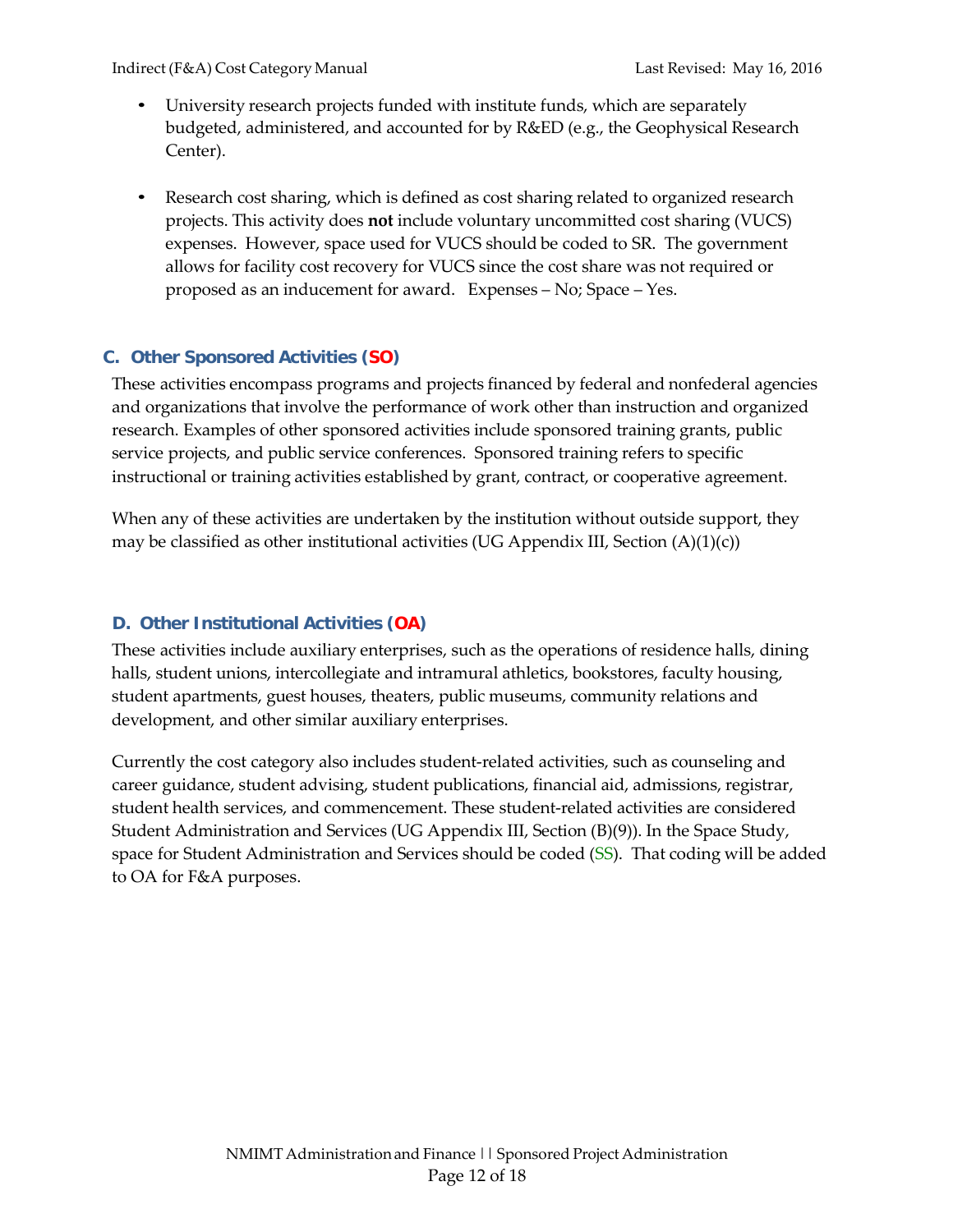- University research projects funded with institute funds, which are separately budgeted, administered, and accounted for by R&ED (e.g., the Geophysical Research Center).

- Research cost sharing, which is defined as cost sharing related to organized research projects. This activity does **not** include voluntary uncommitted cost sharing (VUCS) expenses. However, space used for VUCS should be coded to SR. The government allows for facility cost recovery for VUCS since the cost share was not required or proposed as an inducement for award. Expenses – No; Space – Yes.

### C. Other Sponsored Activities (SO)

These activities encompass programs and projects financed by federal and nonfederal agencies and organizations that involve the performance of work other than instruction and organized research. Examples of other sponsored activities include sponsored training grants, public service projects, and public service conferences. Sponsored training refers to specific instructional or training activities established by grant, contract, or cooperative agreement.

When any of these activities are undertaken by the institution without outside support, they may be classified as other institutional activities (UG Appendix III, Section (A)(1)(c))

### D. Other Institutional Activities (OA)

These activities include auxiliary enterprises, such as the operations of residence halls, dining halls, student unions, intercollegiate and intramural athletics, bookstores, faculty housing, student apartments, guest houses, theaters, public museums, community relations and development, and other similar auxiliary enterprises.

Currently the cost category also includes student-related activities, such as counseling and career guidance, student advising, student publications, financial aid, admissions, registrar, student health services, and commencement. These student-related activities are considered Student Administration and Services (UG Appendix III, Section (B)(9)). In the Space Study, space for Student Administration and Services should be coded (SS). That coding will be added to OA for F&A purposes.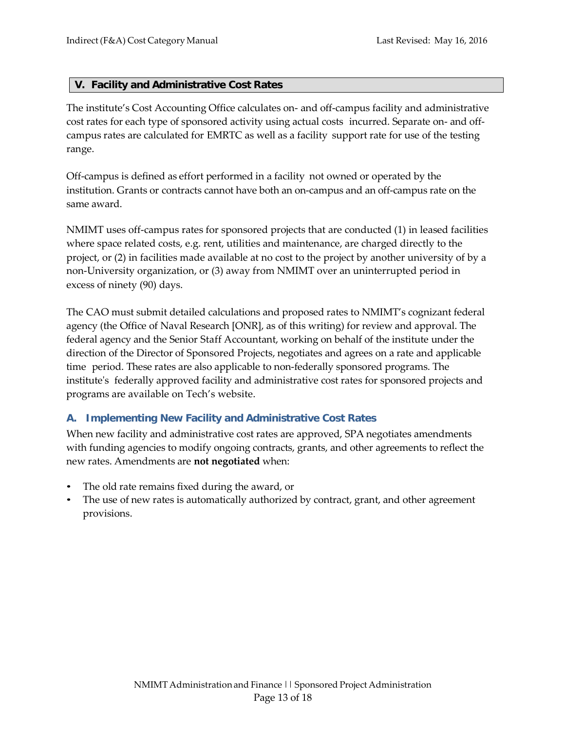## V. Facility and Administrative Cost Rates

The institute's Cost Accounting Office calculates on- and off-campus facility and administrative cost rates for each type of sponsored activity using actual costs incurred. Separate on- and off-campus rates are calculated for EMRTC as well as a facility support rate for use of the testing range.

Off-campus is defined as effort performed in a facility not owned or operated by the institution. Grants or contracts cannot have both an on-campus and an off-campus rate on the same award.

NMIMT uses off-campus rates for sponsored projects that are conducted (1) in leased facilities where space related costs, e.g. rent, utilities and maintenance, are charged directly to the project, or (2) in facilities made available at no cost to the project by another university of by a non-University organization, or (3) away from NMIMT over an uninterrupted period in excess of ninety (90) days.

The CAO must submit detailed calculations and proposed rates to NMIMT's cognizant federal agency (the Office of Naval Research [ONR], as of this writing) for review and approval. The federal agency and the Senior Staff Accountant, working on behalf of the institute under the direction of the Director of Sponsored Projects, negotiates and agrees on a rate and applicable time period. These rates are also applicable to non-federally sponsored programs. The institute's federally approved facility and administrative cost rates for sponsored projects and programs are available on Tech's website.

### A. Implementing New Facility and Administrative Cost Rates

When new facility and administrative cost rates are approved, SPA negotiates amendments with funding agencies to modify ongoing contracts, grants, and other agreements to reflect the new rates. Amendments are **not negotiated** when:

- The old rate remains fixed during the award, or
- The use of new rates is automatically authorized by contract, grant, and other agreement provisions.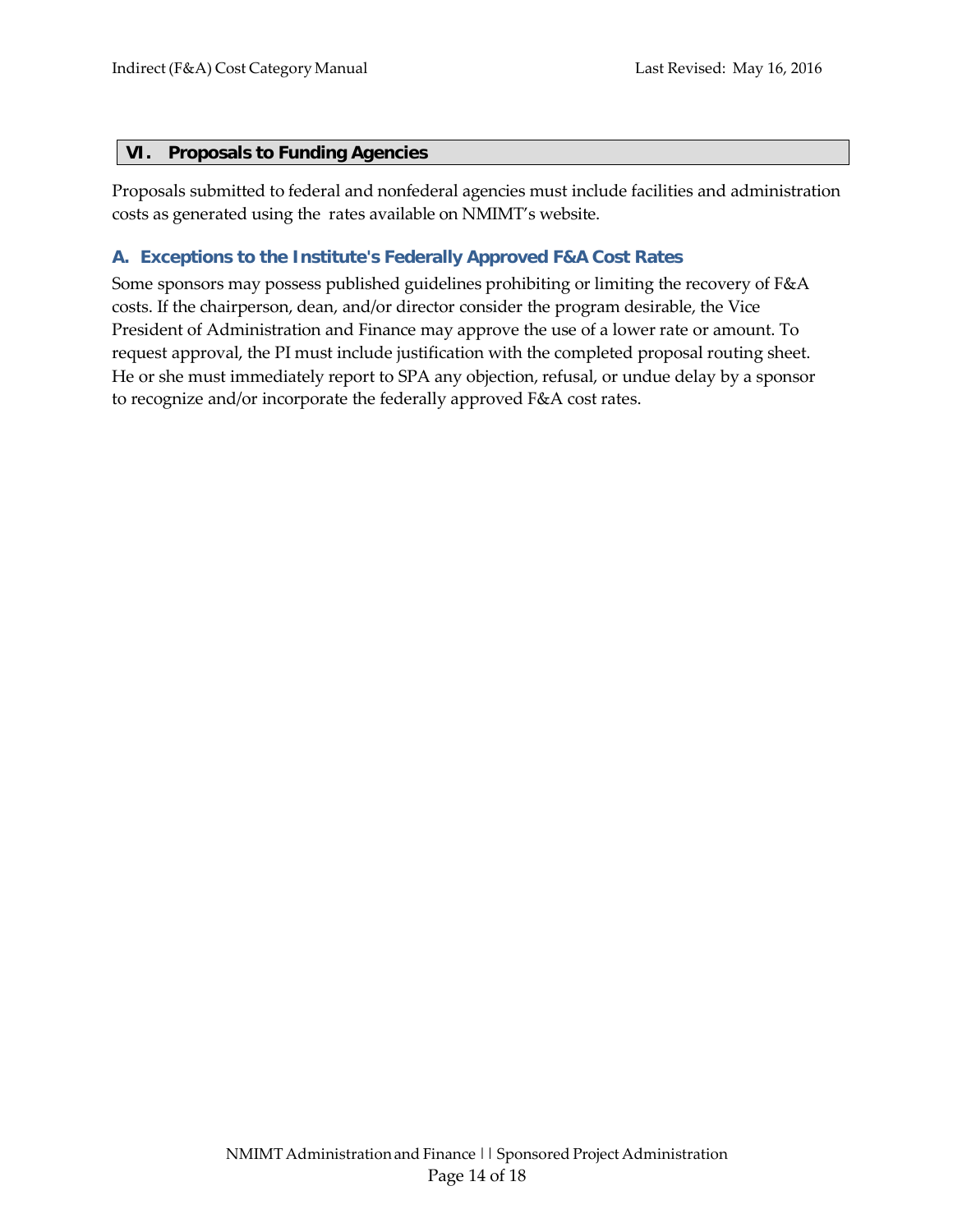## VI. Proposals to Funding Agencies

Proposals submitted to federal and nonfederal agencies must include facilities and administration costs as generated using the rates available on NMIMT's website.

### A. Exceptions to the Institute's Federally Approved F&A Cost Rates

Some sponsors may possess published guidelines prohibiting or limiting the recovery of F&A costs. If the chairperson, dean, and/or director consider the program desirable, the Vice President of Administration and Finance may approve the use of a lower rate or amount. To request approval, the PI must include justification with the completed proposal routing sheet. He or she must immediately report to SPA any objection, refusal, or undue delay by a sponsor to recognize and/or incorporate the federally approved F&A cost rates.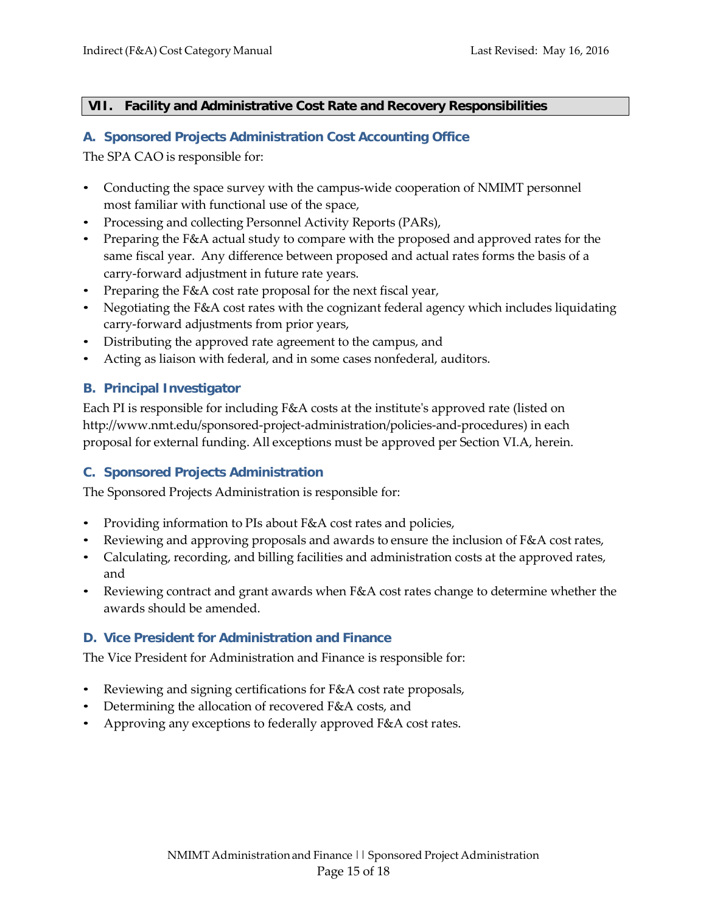## VII. Facility and Administrative Cost Rate and Recovery Responsibilities

### A. Sponsored Projects Administration Cost Accounting Office

The SPA CAO is responsible for:

- Conducting the space survey with the campus-wide cooperation of NMIMT personnel most familiar with functional use of the space,
- Processing and collecting Personnel Activity Reports (PARs),
- Preparing the F&A actual study to compare with the proposed and approved rates for the same fiscal year. Any difference between proposed and actual rates forms the basis of a carry-forward adjustment in future rate years.
- Preparing the F&A cost rate proposal for the next fiscal year,
- Negotiating the F&A cost rates with the cognizant federal agency which includes liquidating carry-forward adjustments from prior years,
- Distributing the approved rate agreement to the campus, and
- Acting as liaison with federal, and in some cases nonfederal, auditors.

### B. Principal Investigator

Each PI is responsible for including F&A costs at the institute's approved rate (listed on http://www.nmt.edu/sponsored-project-administration/policies-and-procedures) in each proposal for external funding. All exceptions must be approved per Section VI.A, herein.

### C. Sponsored Projects Administration

The Sponsored Projects Administration is responsible for:

- Providing information to PIs about F&A cost rates and policies,
- Reviewing and approving proposals and awards to ensure the inclusion of F&A cost rates,
- Calculating, recording, and billing facilities and administration costs at the approved rates, and
- Reviewing contract and grant awards when F&A cost rates change to determine whether the awards should be amended.

### D. Vice President for Administration and Finance

The Vice President for Administration and Finance is responsible for:

- Reviewing and signing certifications for F&A cost rate proposals,
- Determining the allocation of recovered F&A costs, and
- Approving any exceptions to federally approved F&A cost rates.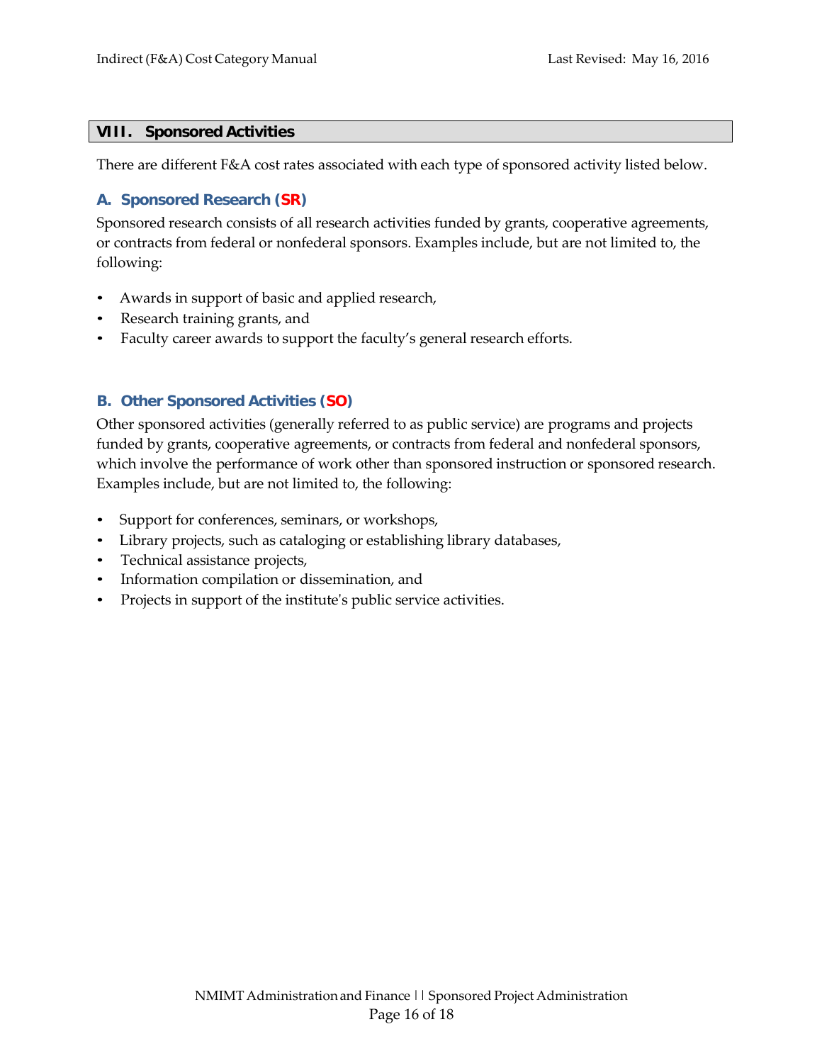## VIII. Sponsored Activities

There are different F&A cost rates associated with each type of sponsored activity listed below.

### A. Sponsored Research (SR)

Sponsored research consists of all research activities funded by grants, cooperative agreements, or contracts from federal or nonfederal sponsors. Examples include, but are not limited to, the following:

- Awards in support of basic and applied research,
- Research training grants, and
- Faculty career awards to support the faculty's general research efforts.

### B. Other Sponsored Activities (SO)

Other sponsored activities (generally referred to as public service) are programs and projects funded by grants, cooperative agreements, or contracts from federal and nonfederal sponsors, which involve the performance of work other than sponsored instruction or sponsored research. Examples include, but are not limited to, the following:

- Support for conferences, seminars, or workshops,
- Library projects, such as cataloging or establishing library databases,
- Technical assistance projects,
- Information compilation or dissemination, and
- Projects in support of the institute's public service activities.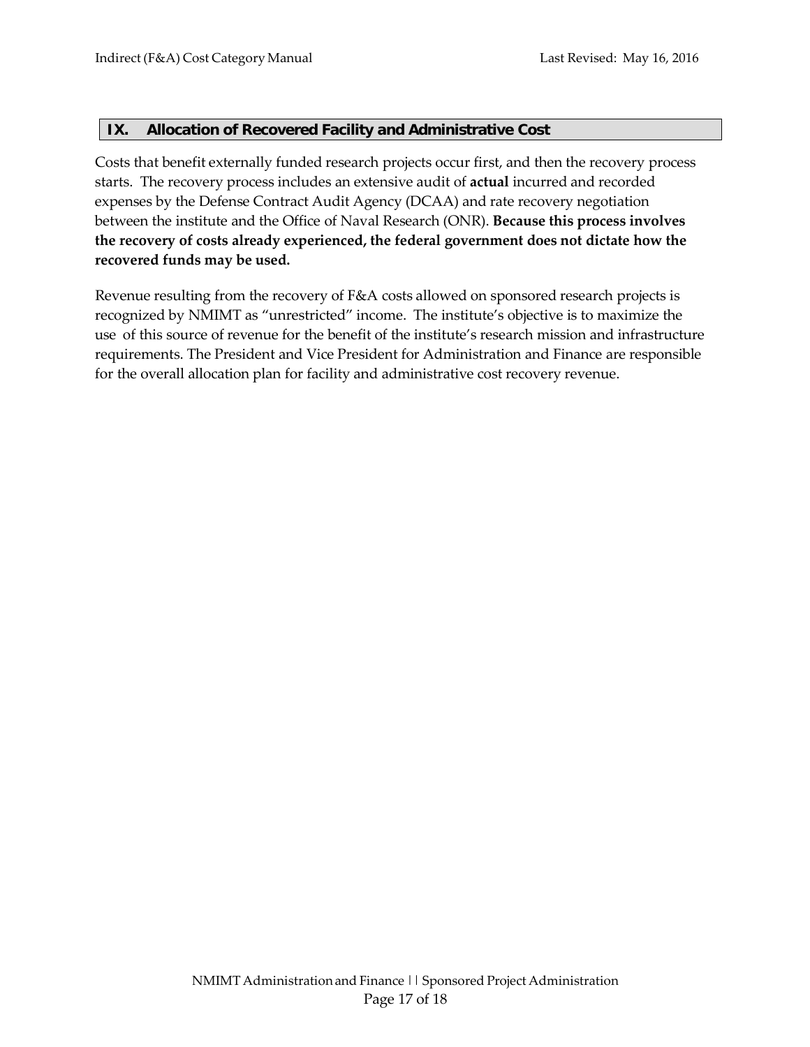## IX. Allocation of Recovered Facility and Administrative Cost

Costs that benefit externally funded research projects occur first, and then the recovery process starts. The recovery process includes an extensive audit of **actual** incurred and recorded expenses by the Defense Contract Audit Agency (DCAA) and rate recovery negotiation between the institute and the Office of Naval Research (ONR). **Because this process involves the recovery of costs already experienced, the federal government does not dictate how the recovered funds may be used.**

Revenue resulting from the recovery of F&A costs allowed on sponsored research projects is recognized by NMIMT as "unrestricted" income. The institute's objective is to maximize the use of this source of revenue for the benefit of the institute's research mission and infrastructure requirements. The President and Vice President for Administration and Finance are responsible for the overall allocation plan for facility and administrative cost recovery revenue.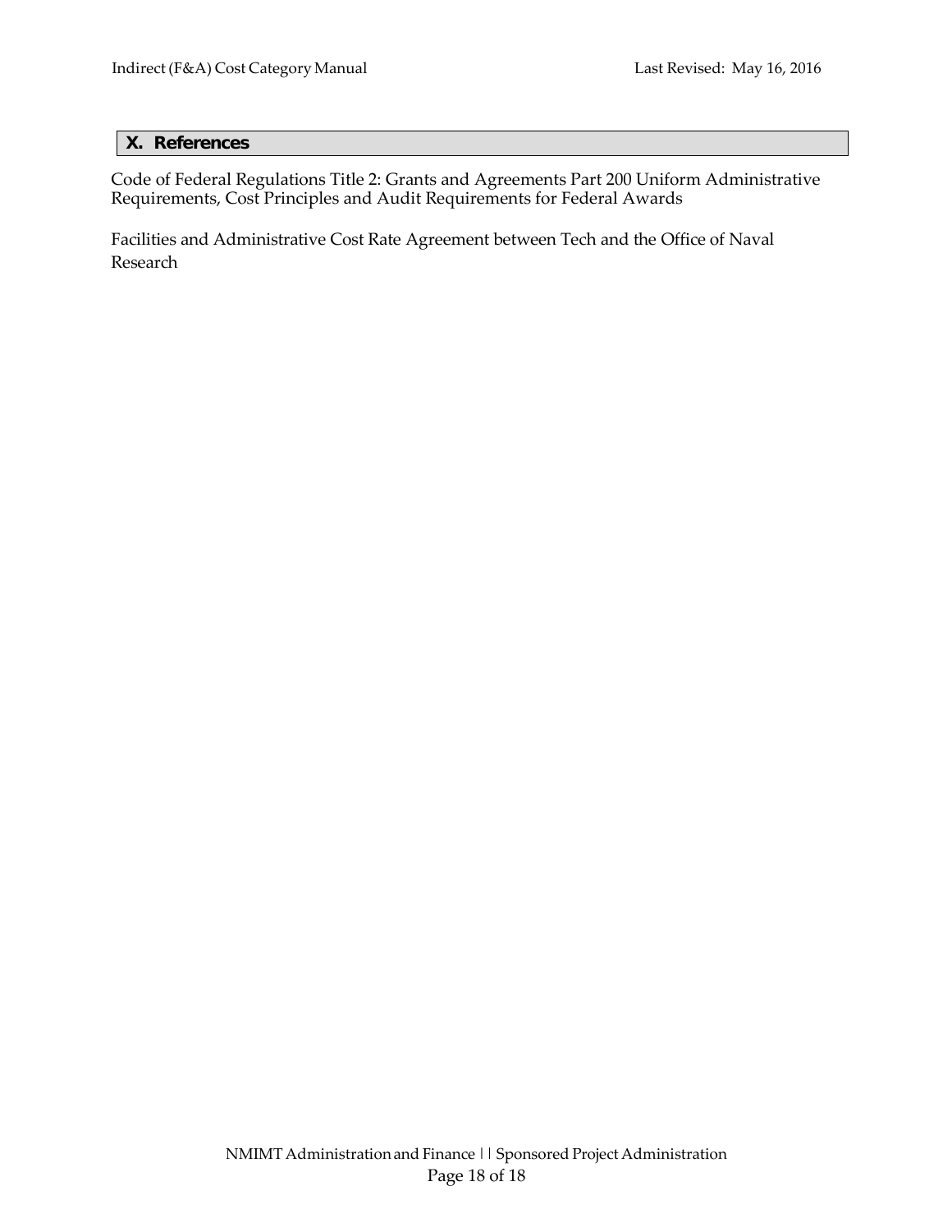## X. References

Code of Federal Regulations Title 2: Grants and Agreements Part 200 Uniform Administrative Requirements, Cost Principles and Audit Requirements for Federal Awards

Facilities and Administrative Cost Rate Agreement between Tech and the Office of Naval Research